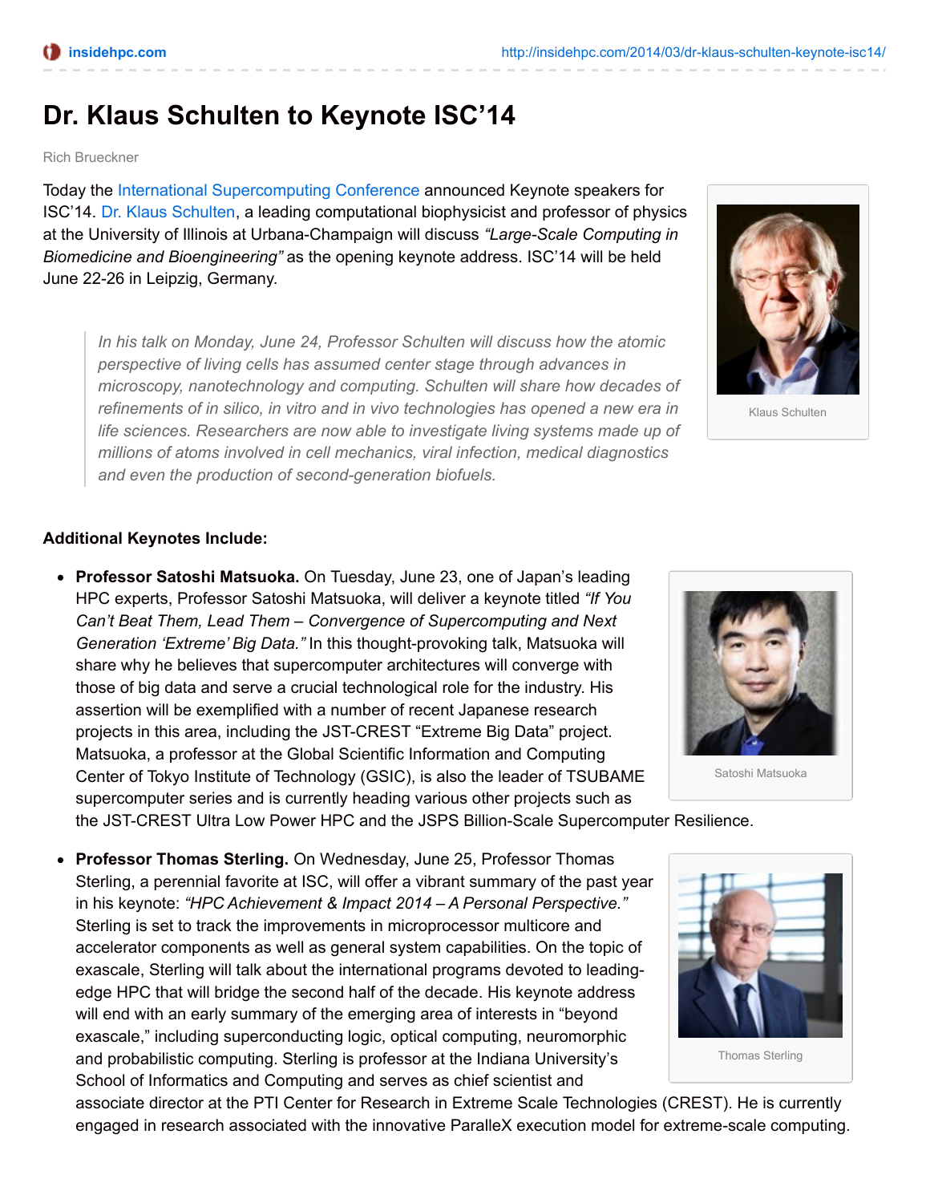# Dr. Klaus Schulten to Keynote ISC'14

Rich Brueckner

Today the International Supercomputing Conference announced Keynote speakers for ISC'14. Dr. Klaus Schulten, a leading computational biophysicist and professor of physics at the University of Illinois at Urbana-Champaign will discuss *"Large-Scale Computing in Biomedicine and Bioengineering"* as the opening keynote address. ISC'14 will be held June 22-26 in Leipzig, Germany.

> *In his talk on Monday, June 24, Professor Schulten will discuss how the atomic perspective of living cells has assumed center stage through advances in microscopy, nanotechnology and computing. Schulten will share how decades of refinements of in silico, in vitro and in vivo technologies has opened a new era in life sciences. Researchers are now able to investigate living systems made up of millions of atoms involved in cell mechanics, viral infection, medical diagnostics and even the production of second-generation biofuels.*

Klaus Schulten

**Additional Keynotes Include:**

- **Professor Satoshi Matsuoka.** On Tuesday, June 23, one of Japan's leading HPC experts, Professor Satoshi Matsuoka, will deliver a keynote titled *"If You Can't Beat Them, Lead Them – Convergence of Supercomputing and Next Generation 'Extreme' Big Data."* In this thought-provoking talk, Matsuoka will share why he believes that supercomputer architectures will converge with those of big data and serve a crucial technological role for the industry. His assertion will be exemplified with a number of recent Japanese research projects in this area, including the JST-CREST "Extreme Big Data" project. Matsuoka, a professor at the Global Scientific Information and Computing Center of Tokyo Institute of Technology (GSIC), is also the leader of TSUBAME supercomputer series and is currently heading various other projects such as the JST-CREST Ultra Low Power HPC and the JSPS Billion-Scale Supercomputer Resilience.

  Satoshi Matsuoka

- **Professor Thomas Sterling.** On Wednesday, June 25, Professor Thomas Sterling, a perennial favorite at ISC, will offer a vibrant summary of the past year in his keynote: *"HPC Achievement & Impact 2014 – A Personal Perspective."* Sterling is set to track the improvements in microprocessor multicore and accelerator components as well as general system capabilities. On the topic of exascale, Sterling will talk about the international programs devoted to leading-edge HPC that will bridge the second half of the decade. His keynote address will end with an early summary of the emerging area of interests in "beyond exascale," including superconducting logic, optical computing, neuromorphic and probabilistic computing. Sterling is professor at the Indiana University's School of Informatics and Computing and serves as chief scientist and associate director at the PTI Center for Research in Extreme Scale Technologies (CREST). He is currently engaged in research associated with the innovative ParalleX execution model for extreme-scale computing.

  Thomas Sterling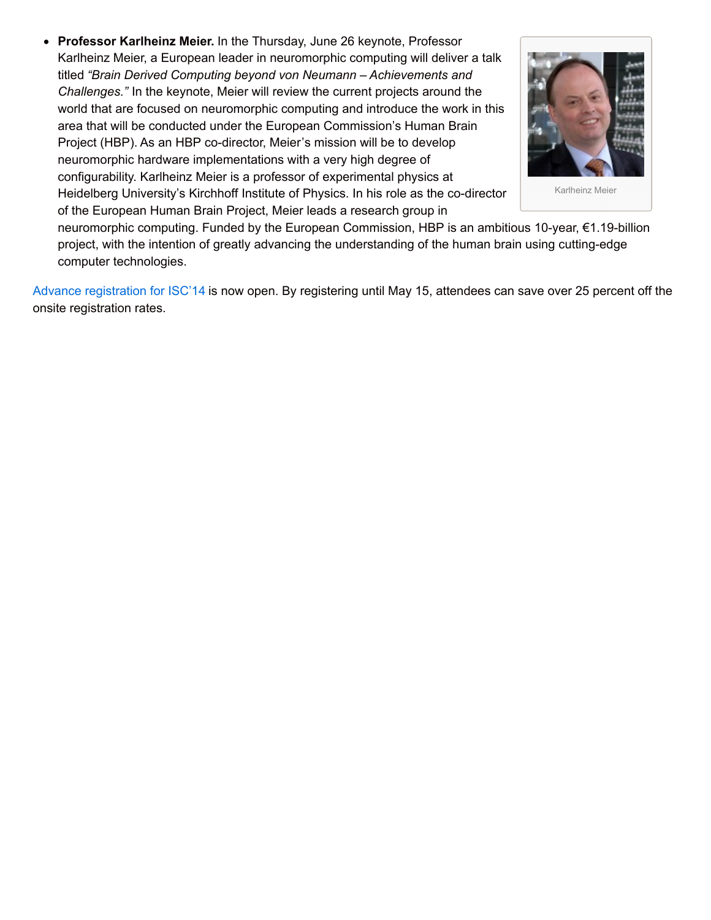- **Professor Karlheinz Meier.** In the Thursday, June 26 keynote, Professor Karlheinz Meier, a European leader in neuromorphic computing will deliver a talk titled *"Brain Derived Computing beyond von Neumann – Achievements and Challenges."* In the keynote, Meier will review the current projects around the world that are focused on neuromorphic computing and introduce the work in this area that will be conducted under the European Commission's Human Brain Project (HBP). As an HBP co-director, Meier's mission will be to develop neuromorphic hardware implementations with a very high degree of configurability. Karlheinz Meier is a professor of experimental physics at Heidelberg University's Kirchhoff Institute of Physics. In his role as the co-director of the European Human Brain Project, Meier leads a research group in neuromorphic computing. Funded by the European Commission, HBP is an ambitious 10-year, €1.19-billion project, with the intention of greatly advancing the understanding of the human brain using cutting-edge computer technologies.

Karlheinz Meier

Advance registration for ISC'14 is now open. By registering until May 15, attendees can save over 25 percent off the onsite registration rates.